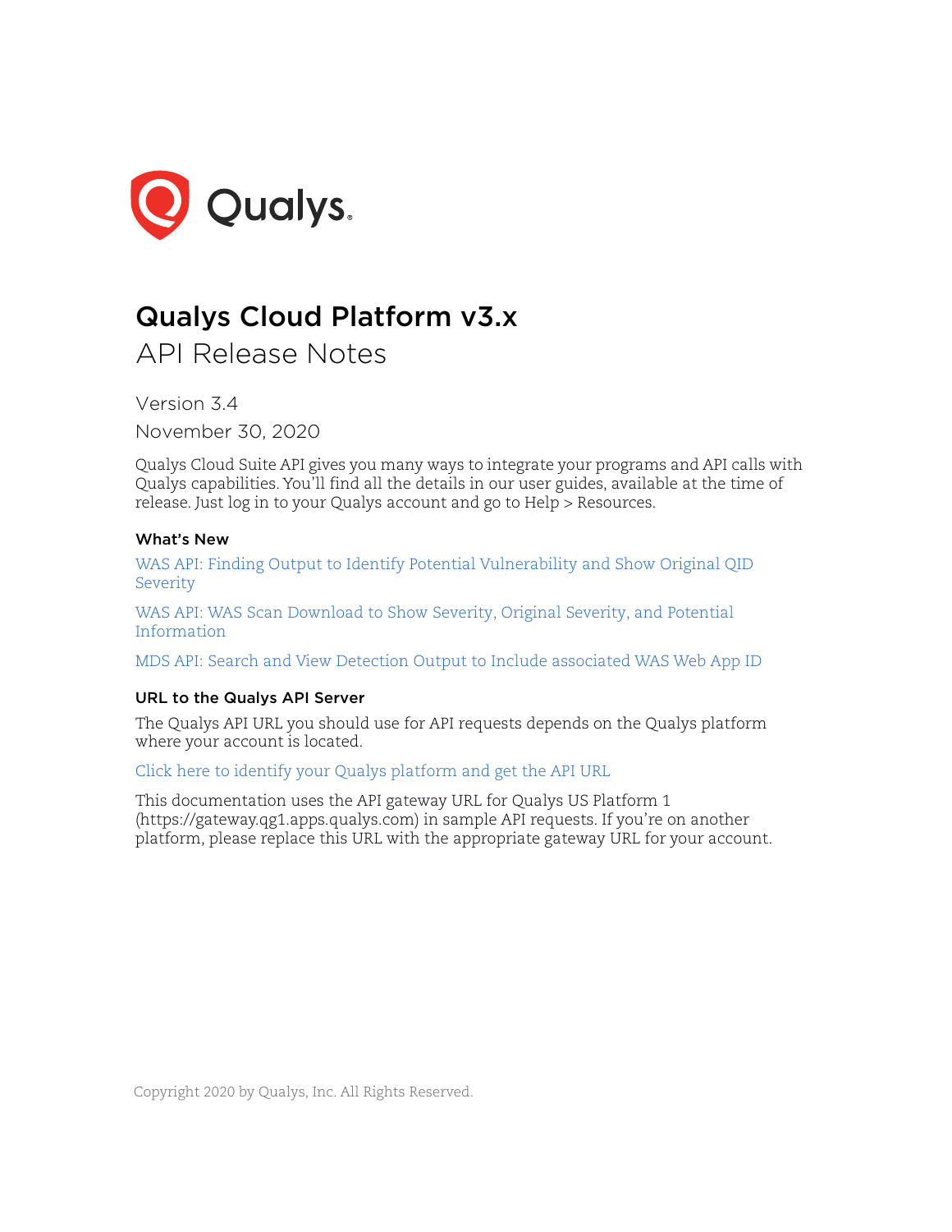# Qualys Cloud Platform v3.x

## API Release Notes

Version 3.4

November 30, 2020

Qualys Cloud Suite API gives you many ways to integrate your programs and API calls with Qualys capabilities. You'll find all the details in our user guides, available at the time of release. Just log in to your Qualys account and go to Help > Resources.

### What's New

WAS API: Finding Output to Identify Potential Vulnerability and Show Original QID Severity

WAS API: WAS Scan Download to Show Severity, Original Severity, and Potential Information

MDS API: Search and View Detection Output to Include associated WAS Web App ID

### URL to the Qualys API Server

The Qualys API URL you should use for API requests depends on the Qualys platform where your account is located.

Click here to identify your Qualys platform and get the API URL

This documentation uses the API gateway URL for Qualys US Platform 1 (https://gateway.qg1.apps.qualys.com) in sample API requests. If you're on another platform, please replace this URL with the appropriate gateway URL for your account.

Copyright 2020 by Qualys, Inc. All Rights Reserved.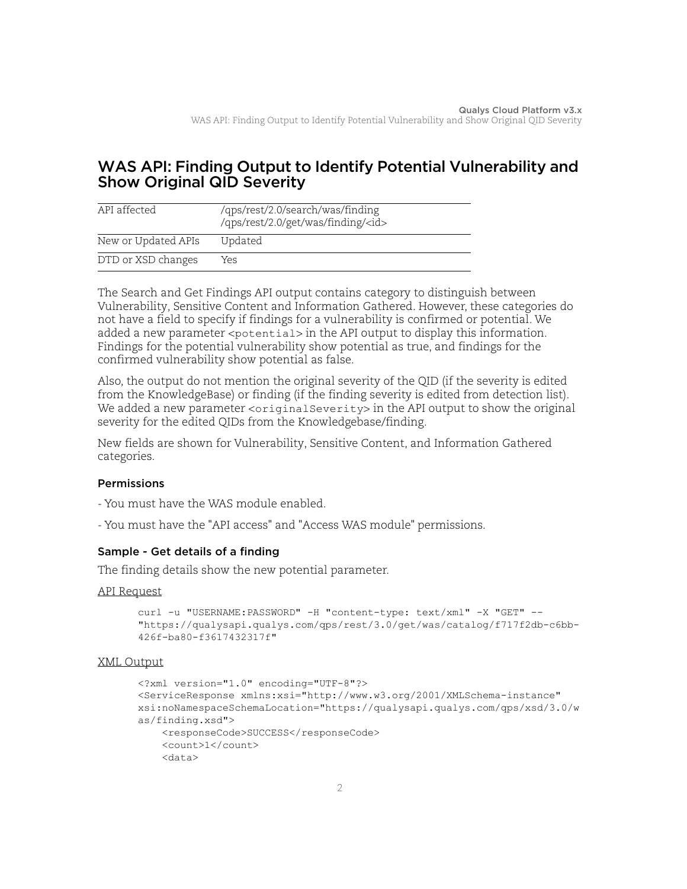## WAS API: Finding Output to Identify Potential Vulnerability and Show Original QID Severity

| API affected | /qps/rest/2.0/search/was/finding<br>/qps/rest/2.0/get/was/finding/<id> |
| --- | --- |
| New or Updated APIs | Updated |
| DTD or XSD changes | Yes |

The Search and Get Findings API output contains category to distinguish between Vulnerability, Sensitive Content and Information Gathered. However, these categories do not have a field to specify if findings for a vulnerability is confirmed or potential. We added a new parameter `<potential>` in the API output to display this information. Findings for the potential vulnerability show potential as true, and findings for the confirmed vulnerability show potential as false.

Also, the output do not mention the original severity of the QID (if the severity is edited from the KnowledgeBase) or finding (if the finding severity is edited from detection list). We added a new parameter `<originalSeverity>` in the API output to show the original severity for the edited QIDs from the Knowledgebase/finding.

New fields are shown for Vulnerability, Sensitive Content, and Information Gathered categories.

#### Permissions

- You must have the WAS module enabled.

- You must have the "API access" and "Access WAS module" permissions.

#### Sample - Get details of a finding

The finding details show the new potential parameter.

API Request

```
curl -u "USERNAME:PASSWORD" -H "content-type: text/xml" -X "GET" --
"https://qualysapi.qualys.com/qps/rest/3.0/get/was/catalog/f717f2db-c6bb-
426f-ba80-f3617432317f"
```

XML Output

```
<?xml version="1.0" encoding="UTF-8"?>
<ServiceResponse xmlns:xsi="http://www.w3.org/2001/XMLSchema-instance"
xsi:noNamespaceSchemaLocation="https://qualysapi.qualys.com/qps/xsd/3.0/w
as/finding.xsd">
    <responseCode>SUCCESS</responseCode>
    <count>1</count>
    <data>
```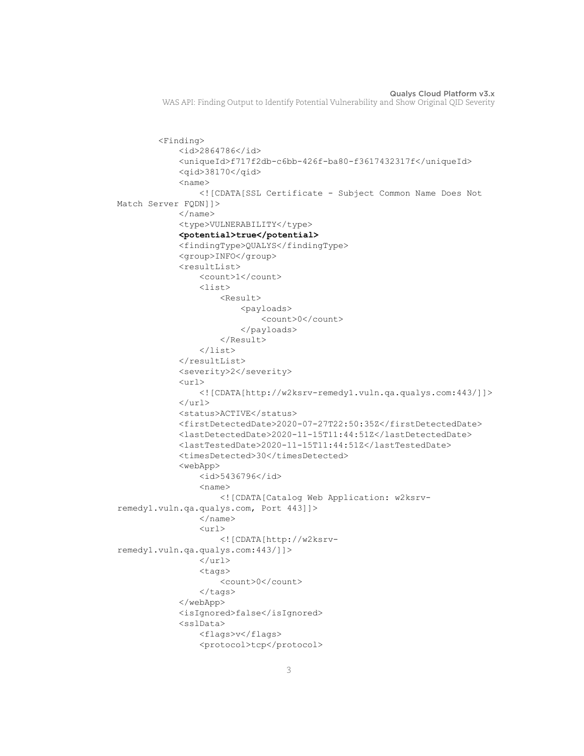```
        <Finding>
            <id>2864786</id>
            <uniqueId>f717f2db-c6bb-426f-ba80-f3617432317f</uniqueId>
            <qid>38170</qid>
            <name>
                <![CDATA[SSL Certificate - Subject Common Name Does Not
Match Server FQDN]]>
            </name>
            <type>VULNERABILITY</type>
            <potential>true</potential>
            <findingType>QUALYS</findingType>
            <group>INFO</group>
            <resultList>
                <count>1</count>
                <list>
                    <Result>
                        <payloads>
                            <count>0</count>
                        </payloads>
                    </Result>
                </list>
            </resultList>
            <severity>2</severity>
            <url>
                <![CDATA[http://w2ksrv-remedy1.vuln.qa.qualys.com:443/]]>
            </url>
            <status>ACTIVE</status>
            <firstDetectedDate>2020-07-27T22:50:35Z</firstDetectedDate>
            <lastDetectedDate>2020-11-15T11:44:51Z</lastDetectedDate>
            <lastTestedDate>2020-11-15T11:44:51Z</lastTestedDate>
            <timesDetected>30</timesDetected>
            <webApp>
                <id>5436796</id>
                <name>
                    <![CDATA[Catalog Web Application: w2ksrv-
remedy1.vuln.qa.qualys.com, Port 443]]>
                </name>
                <url>
                    <![CDATA[http://w2ksrv-
remedy1.vuln.qa.qualys.com:443/]]>
                </url>
                <tags>
                    <count>0</count>
                </tags>
            </webApp>
            <isIgnored>false</isIgnored>
            <sslData>
                <flags>v</flags>
                <protocol>tcp</protocol>
```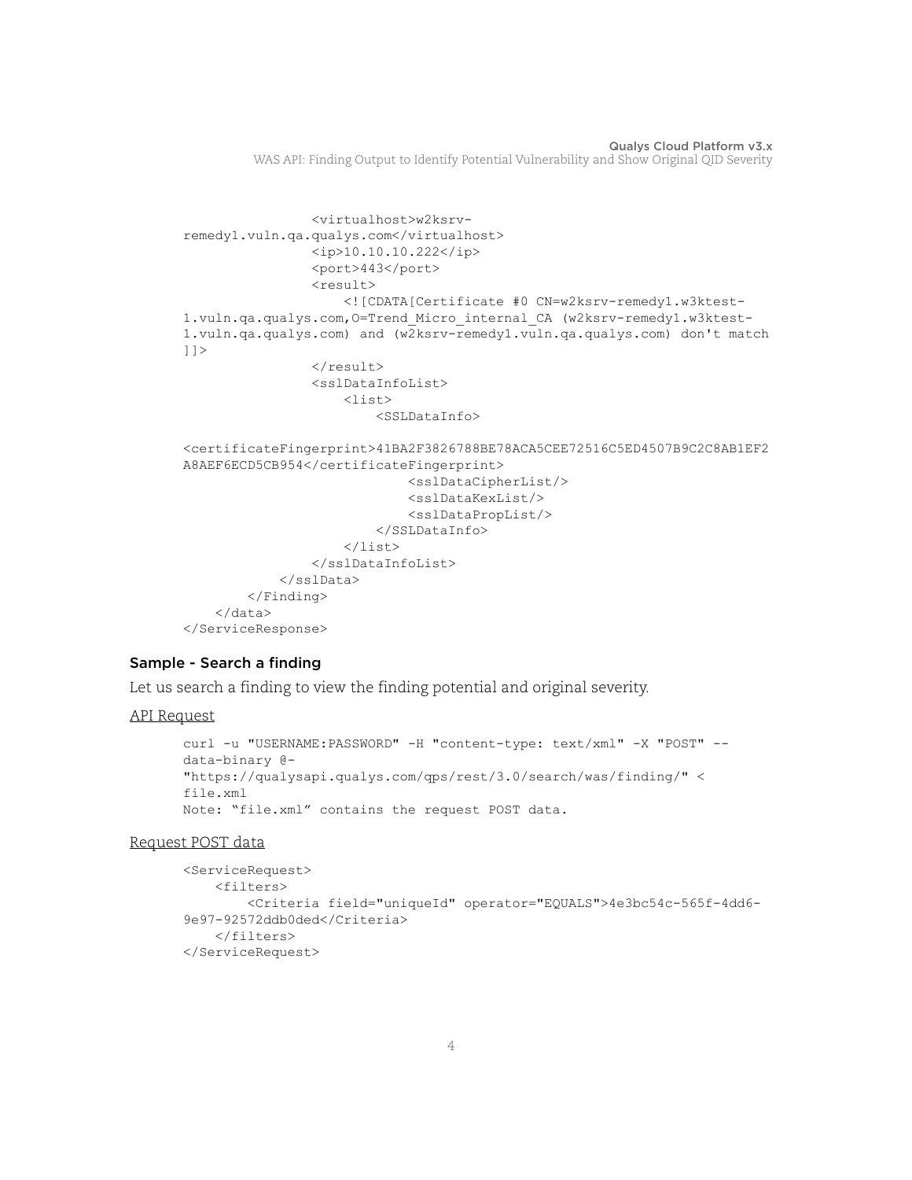```
                <virtualhost>w2ksrv-
remedy1.vuln.qa.qualys.com</virtualhost>
                <ip>10.10.10.222</ip>
                <port>443</port>
                <result>
                    <![CDATA[Certificate #0 CN=w2ksrv-remedy1.w3ktest-
1.vuln.qa.qualys.com,O=Trend_Micro_internal_CA (w2ksrv-remedy1.w3ktest-
1.vuln.qa.qualys.com) and (w2ksrv-remedy1.vuln.qa.qualys.com) don't match
]]>
                </result>
                <sslDataInfoList>
                    <list>
                        <SSLDataInfo>

<certificateFingerprint>41BA2F3826788BE78ACA5CEE72516C5ED4507B9C2C8AB1EF2
A8AEF6ECD5CB954</certificateFingerprint>
                            <sslDataCipherList/>
                            <sslDataKexList/>
                            <sslDataPropList/>
                        </SSLDataInfo>
                    </list>
                </sslDataInfoList>
            </sslData>
        </Finding>
    </data>
</ServiceResponse>
```

### Sample - Search a finding

Let us search a finding to view the finding potential and original severity.

API Request

```
curl -u "USERNAME:PASSWORD" -H "content-type: text/xml" -X "POST" --
data-binary @-
"https://qualysapi.qualys.com/qps/rest/3.0/search/was/finding/" <
file.xml
Note: "file.xml" contains the request POST data.
```

Request POST data

```
<ServiceRequest>
    <filters>
        <Criteria field="uniqueId" operator="EQUALS">4e3bc54c-565f-4dd6-
9e97-92572ddb0ded</Criteria>
    </filters>
</ServiceRequest>
```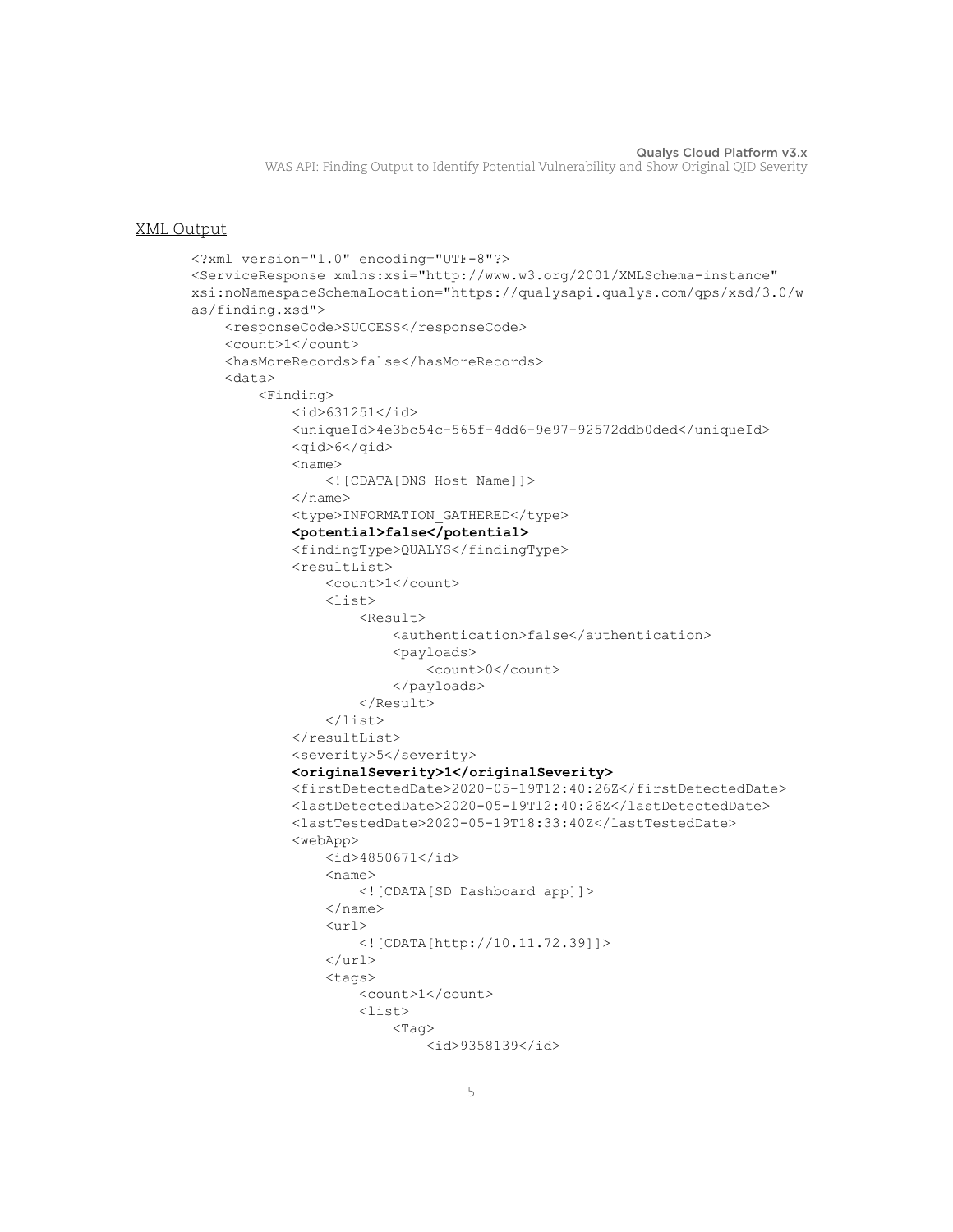XML Output

```
<?xml version="1.0" encoding="UTF-8"?>
<ServiceResponse xmlns:xsi="http://www.w3.org/2001/XMLSchema-instance"
xsi:noNamespaceSchemaLocation="https://qualysapi.qualys.com/qps/xsd/3.0/w
as/finding.xsd">
    <responseCode>SUCCESS</responseCode>
    <count>1</count>
    <hasMoreRecords>false</hasMoreRecords>
    <data>
        <Finding>
            <id>631251</id>
            <uniqueId>4e3bc54c-565f-4dd6-9e97-92572ddb0ded</uniqueId>
            <qid>6</qid>
            <name>
                <![CDATA[DNS Host Name]]>
            </name>
            <type>INFORMATION_GATHERED</type>
            <potential>false</potential>
            <findingType>QUALYS</findingType>
            <resultList>
                <count>1</count>
                <list>
                    <Result>
                        <authentication>false</authentication>
                        <payloads>
                            <count>0</count>
                        </payloads>
                    </Result>
                </list>
            </resultList>
            <severity>5</severity>
            <originalSeverity>1</originalSeverity>
            <firstDetectedDate>2020-05-19T12:40:26Z</firstDetectedDate>
            <lastDetectedDate>2020-05-19T12:40:26Z</lastDetectedDate>
            <lastTestedDate>2020-05-19T18:33:40Z</lastTestedDate>
            <webApp>
                <id>4850671</id>
                <name>
                    <![CDATA[SD Dashboard app]]>
                </name>
                <url>
                    <![CDATA[http://10.11.72.39]]>
                </url>
                <tags>
                    <count>1</count>
                    <list>
                        <Tag>
                            <id>9358139</id>
```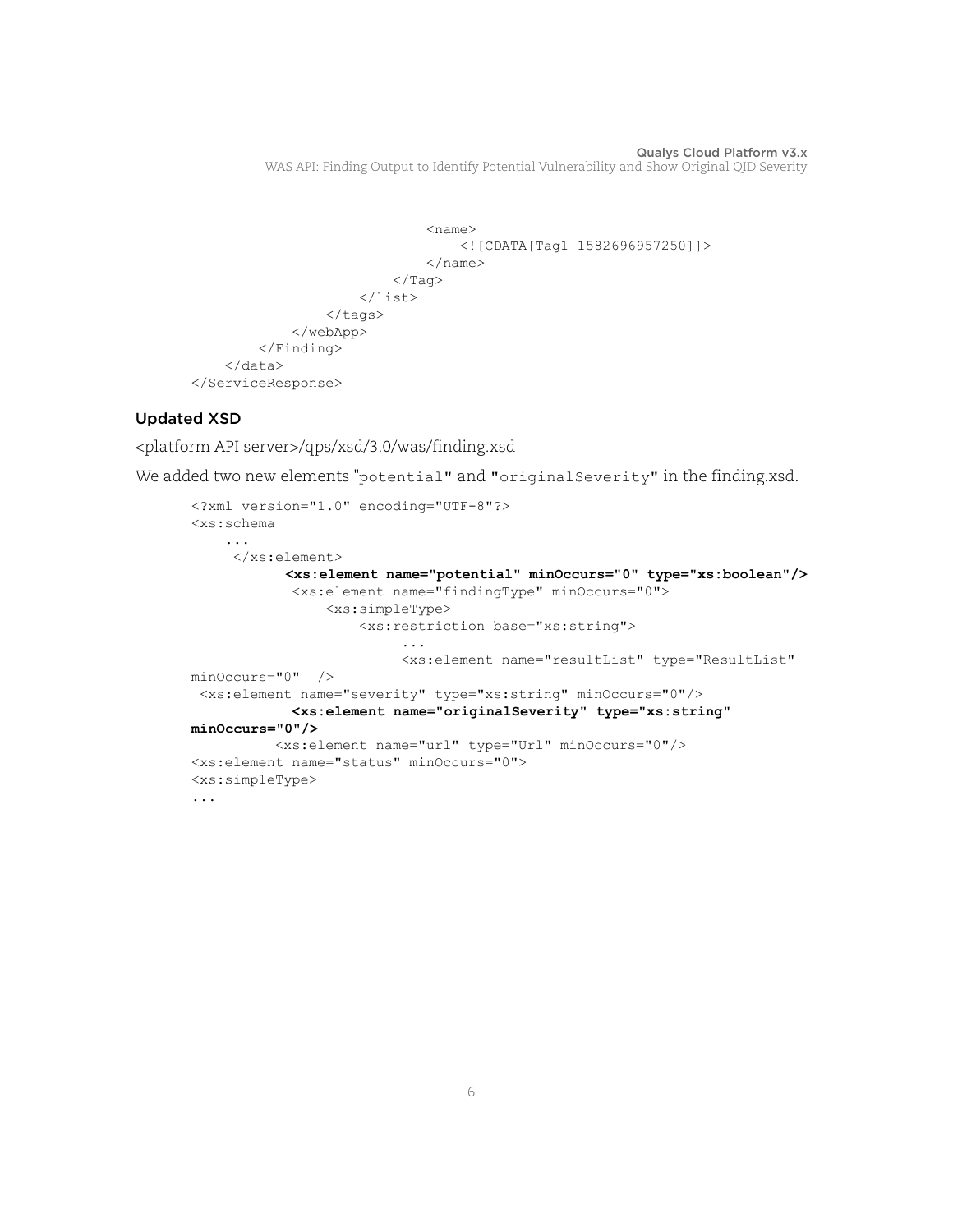```
                        <name>
                            <![CDATA[Tag1 1582696957250]]>
                        </name>
                    </Tag>
                </list>
            </tags>
        </webApp>
    </Finding>
</data>
</ServiceResponse>
```

### Updated XSD

<platform API server>/qps/xsd/3.0/was/finding.xsd

We added two new elements "`potential`" and "`originalSeverity`" in the finding.xsd.

```
<?xml version="1.0" encoding="UTF-8"?>
<xs:schema
    ...
     </xs:element>
           <xs:element name="potential" minOccurs="0" type="xs:boolean"/>
            <xs:element name="findingType" minOccurs="0">
                <xs:simpleType>
                    <xs:restriction base="xs:string">
                        ...
                        <xs:element name="resultList" type="ResultList"
minOccurs="0"  />
 <xs:element name="severity" type="xs:string" minOccurs="0"/>
            <xs:element name="originalSeverity" type="xs:string"
minOccurs="0"/>
          <xs:element name="url" type="Url" minOccurs="0"/>
<xs:element name="status" minOccurs="0">
<xs:simpleType>
...
```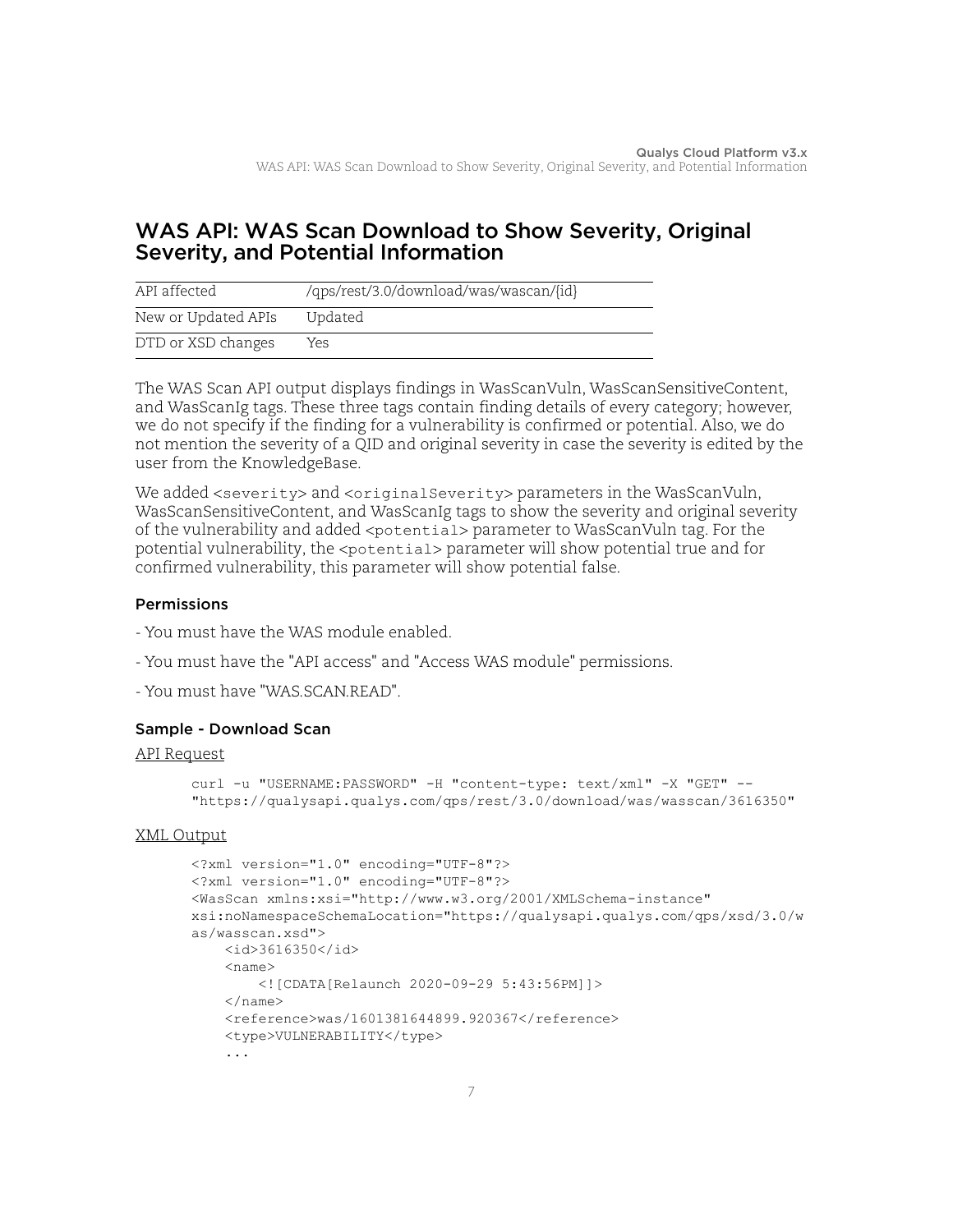## WAS API: WAS Scan Download to Show Severity, Original Severity, and Potential Information

| API affected | /qps/rest/3.0/download/was/wascan/{id} |
| --- | --- |
| New or Updated APIs | Updated |
| DTD or XSD changes | Yes |

The WAS Scan API output displays findings in WasScanVuln, WasScanSensitiveContent, and WasScanIg tags. These three tags contain finding details of every category; however, we do not specify if the finding for a vulnerability is confirmed or potential. Also, we do not mention the severity of a QID and original severity in case the severity is edited by the user from the KnowledgeBase.

We added `<severity>` and `<originalSeverity>` parameters in the WasScanVuln, WasScanSensitiveContent, and WasScanIg tags to show the severity and original severity of the vulnerability and added `<potential>` parameter to WasScanVuln tag. For the potential vulnerability, the `<potential>` parameter will show potential true and for confirmed vulnerability, this parameter will show potential false.

#### Permissions

- You must have the WAS module enabled.

- You must have the "API access" and "Access WAS module" permissions.

- You must have "WAS.SCAN.READ".

#### Sample - Download Scan

API Request

```
curl -u "USERNAME:PASSWORD" -H "content-type: text/xml" -X "GET" --
"https://qualysapi.qualys.com/qps/rest/3.0/download/was/wasscan/3616350"
```

XML Output

```
<?xml version="1.0" encoding="UTF-8"?>
<?xml version="1.0" encoding="UTF-8"?>
<WasScan xmlns:xsi="http://www.w3.org/2001/XMLSchema-instance"
xsi:noNamespaceSchemaLocation="https://qualysapi.qualys.com/qps/xsd/3.0/w
as/wasscan.xsd">
    <id>3616350</id>
    <name>
        <![CDATA[Relaunch 2020-09-29 5:43:56PM]]>
    </name>
    <reference>was/1601381644899.920367</reference>
    <type>VULNERABILITY</type>
    ...
```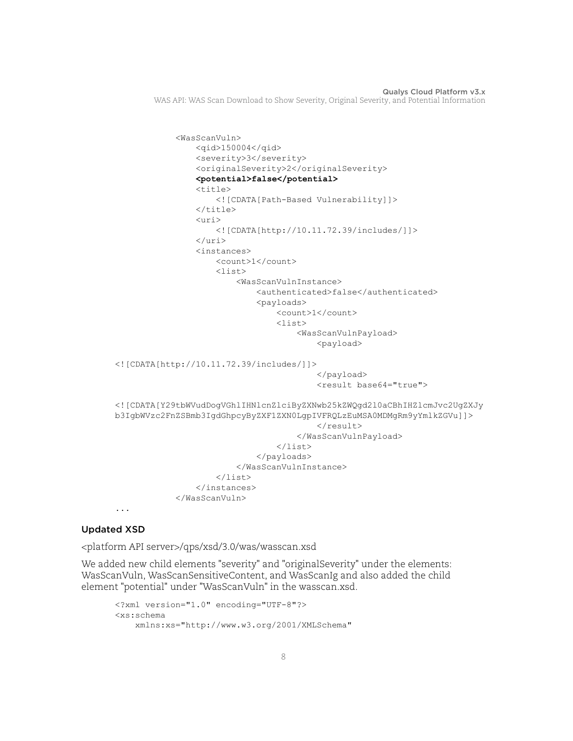```
<WasScanVuln>
    <qid>150004</qid>
    <severity>3</severity>
    <originalSeverity>2</originalSeverity>
    <potential>false</potential>
    <title>
        <![CDATA[Path-Based Vulnerability]]>
    </title>
    <uri>
        <![CDATA[http://10.11.72.39/includes/]]>
    </uri>
    <instances>
        <count>1</count>
        <list>
            <WasScanVulnInstance>
                <authenticated>false</authenticated>
                <payloads>
                    <count>1</count>
                    <list>
                        <WasScanVulnPayload>
                            <payload>
<![CDATA[http://10.11.72.39/includes/]]>
                            </payload>
                            <result base64="true">
<![CDATA[Y29tbWVudDogVGhlIHNlcnZlciByZXNwb25kZWQgd2l0aCBhIHZlcmJvc2UgZXJy
b3IgbWVzc2FnZSBmb3IgdGhpcyByZXF1ZXN0LgpIVFRQLzEuMSA0MDMgRm9yYmlkZGVu]]>
                            </result>
                        </WasScanVulnPayload>
                    </list>
                </payloads>
            </WasScanVulnInstance>
        </list>
    </instances>
</WasScanVuln>
...
```

### Updated XSD

<platform API server>/qps/xsd/3.0/was/wasscan.xsd

We added new child elements "severity" and "originalSeverity" under the elements: WasScanVuln, WasScanSensitiveContent, and WasScanIg and also added the child element "potential" under "WasScanVuln" in the wasscan.xsd.

```
<?xml version="1.0" encoding="UTF-8"?>
<xs:schema
    xmlns:xs="http://www.w3.org/2001/XMLSchema"
```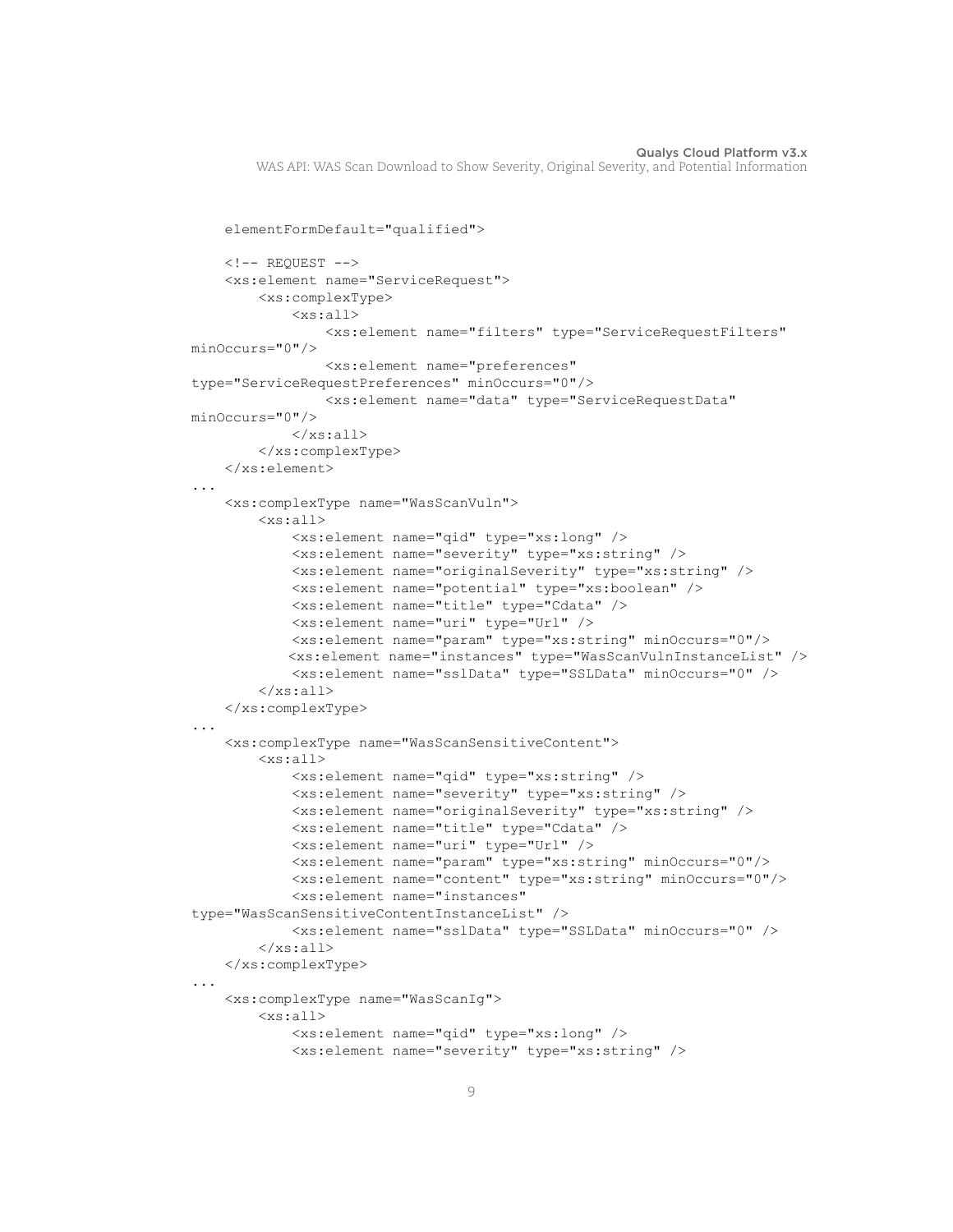```
    elementFormDefault="qualified">

    <!-- REQUEST -->
    <xs:element name="ServiceRequest">
        <xs:complexType>
            <xs:all>
                <xs:element name="filters" type="ServiceRequestFilters"
minOccurs="0"/>
                <xs:element name="preferences"
type="ServiceRequestPreferences" minOccurs="0"/>
                <xs:element name="data" type="ServiceRequestData"
minOccurs="0"/>
            </xs:all>
        </xs:complexType>
    </xs:element>
...
    <xs:complexType name="WasScanVuln">
        <xs:all>
            <xs:element name="qid" type="xs:long" />
            <xs:element name="severity" type="xs:string" />
            <xs:element name="originalSeverity" type="xs:string" />
            <xs:element name="potential" type="xs:boolean" />
            <xs:element name="title" type="Cdata" />
            <xs:element name="uri" type="Url" />
            <xs:element name="param" type="xs:string" minOccurs="0"/>
            <xs:element name="instances" type="WasScanVulnInstanceList" />
            <xs:element name="sslData" type="SSLData" minOccurs="0" />
        </xs:all>
    </xs:complexType>
...
    <xs:complexType name="WasScanSensitiveContent">
        <xs:all>
            <xs:element name="qid" type="xs:string" />
            <xs:element name="severity" type="xs:string" />
            <xs:element name="originalSeverity" type="xs:string" />
            <xs:element name="title" type="Cdata" />
            <xs:element name="uri" type="Url" />
            <xs:element name="param" type="xs:string" minOccurs="0"/>
            <xs:element name="content" type="xs:string" minOccurs="0"/>
            <xs:element name="instances"
type="WasScanSensitiveContentInstanceList" />
            <xs:element name="sslData" type="SSLData" minOccurs="0" />
        </xs:all>
    </xs:complexType>
...
    <xs:complexType name="WasScanIg">
        <xs:all>
            <xs:element name="qid" type="xs:long" />
            <xs:element name="severity" type="xs:string" />
```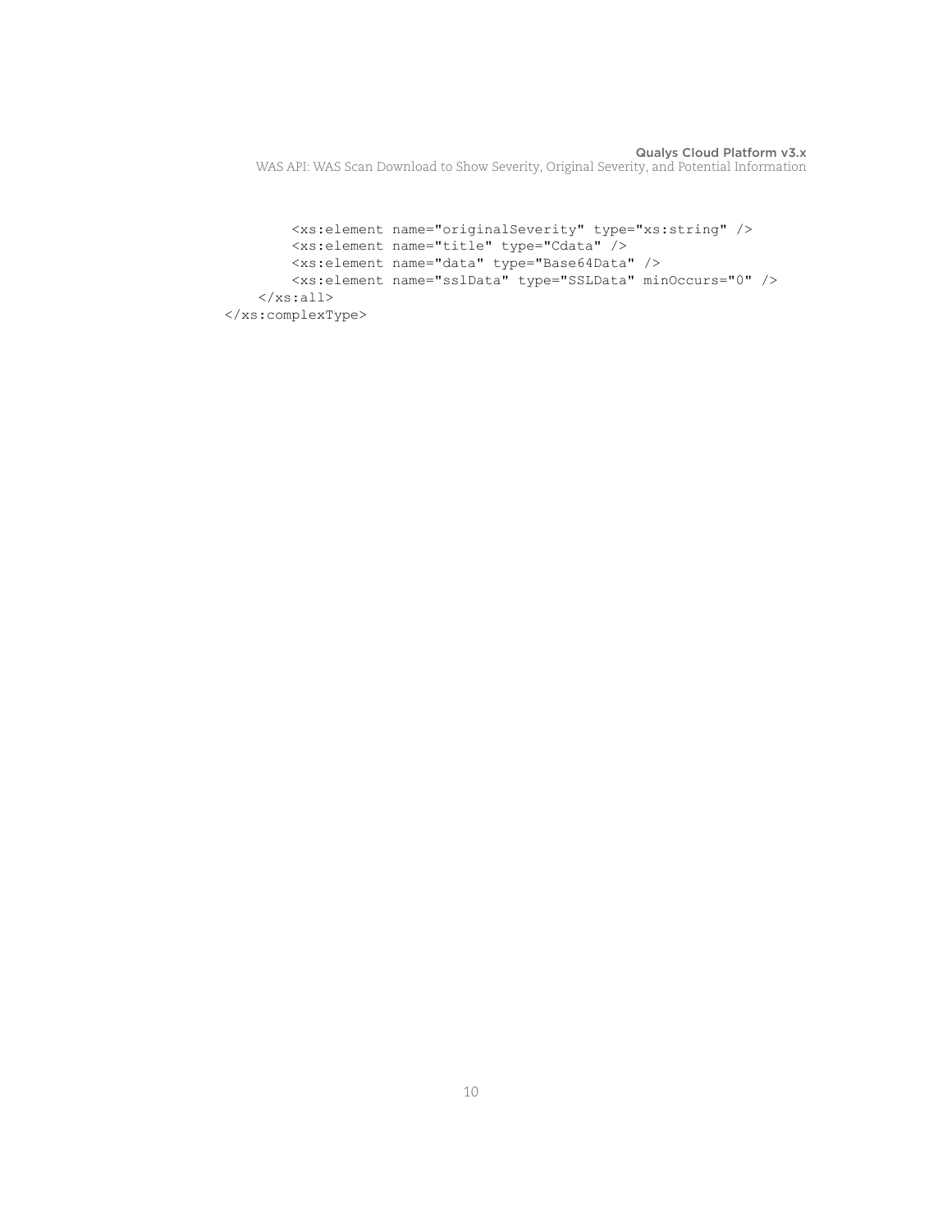```
        <xs:element name="originalSeverity" type="xs:string" />
        <xs:element name="title" type="Cdata" />
        <xs:element name="data" type="Base64Data" />
        <xs:element name="sslData" type="SSLData" minOccurs="0" />
    </xs:all>
</xs:complexType>
```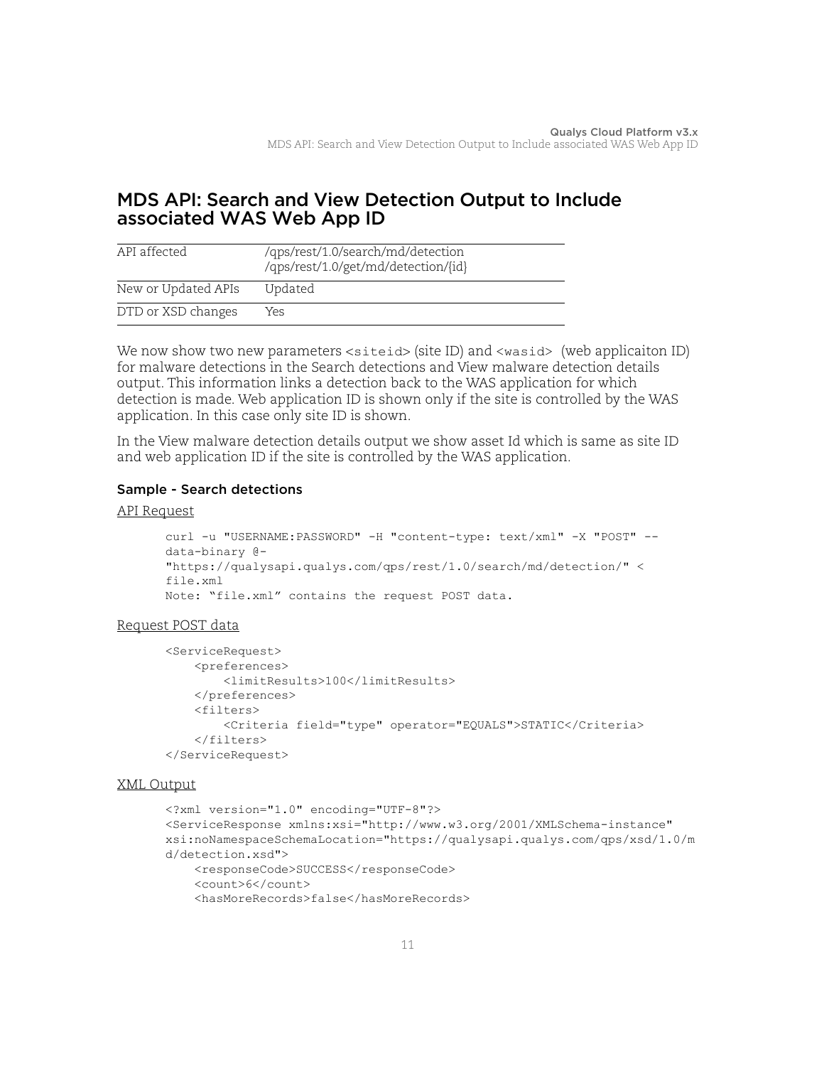## MDS API: Search and View Detection Output to Include associated WAS Web App ID

| API affected | /qps/rest/1.0/search/md/detection<br>/qps/rest/1.0/get/md/detection/{id} |
|---|---|
| New or Updated APIs | Updated |
| DTD or XSD changes | Yes |

We now show two new parameters `<siteid>` (site ID) and `<wasid>` (web applicaiton ID) for malware detections in the Search detections and View malware detection details output. This information links a detection back to the WAS application for which detection is made. Web application ID is shown only if the site is controlled by the WAS application. In this case only site ID is shown.

In the View malware detection details output we show asset Id which is same as site ID and web application ID if the site is controlled by the WAS application.

#### Sample - Search detections

API Request

```
curl -u "USERNAME:PASSWORD" -H "content-type: text/xml" -X "POST" --
data-binary @-
"https://qualysapi.qualys.com/qps/rest/1.0/search/md/detection/" <
file.xml
Note: “file.xml” contains the request POST data.
```

Request POST data

```
<ServiceRequest>
    <preferences>
        <limitResults>100</limitResults>
    </preferences>
    <filters>
        <Criteria field="type" operator="EQUALS">STATIC</Criteria>
    </filters>
</ServiceRequest>
```

XML Output

```
<?xml version="1.0" encoding="UTF-8"?>
<ServiceResponse xmlns:xsi="http://www.w3.org/2001/XMLSchema-instance"
xsi:noNamespaceSchemaLocation="https://qualysapi.qualys.com/qps/xsd/1.0/m
d/detection.xsd">
    <responseCode>SUCCESS</responseCode>
    <count>6</count>
    <hasMoreRecords>false</hasMoreRecords>
```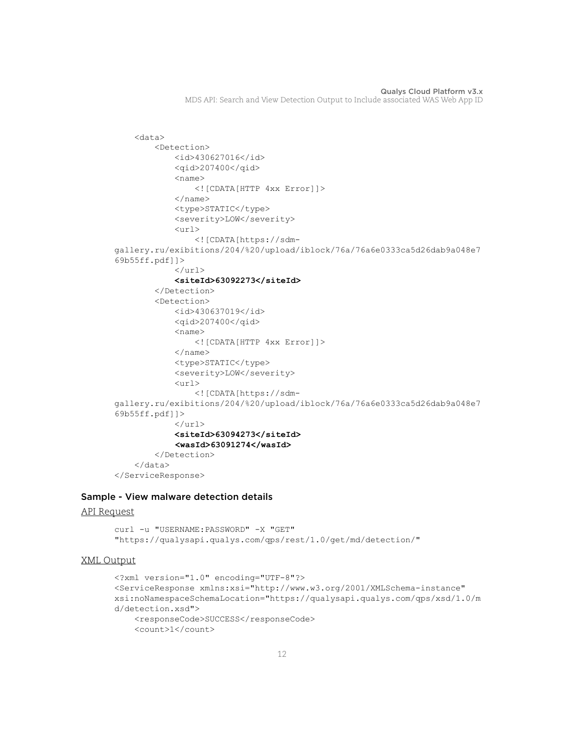```
    <data>
        <Detection>
            <id>430627016</id>
            <qid>207400</qid>
            <name>
                <![CDATA[HTTP 4xx Error]]>
            </name>
            <type>STATIC</type>
            <severity>LOW</severity>
            <url>
                <![CDATA[https://sdm-
gallery.ru/exibitions/204/%20/upload/iblock/76a/76a6e0333ca5d26dab9a048e7
69b55ff.pdf]]>
            </url>
            <siteId>63092273</siteId>
        </Detection>
        <Detection>
            <id>430637019</id>
            <qid>207400</qid>
            <name>
                <![CDATA[HTTP 4xx Error]]>
            </name>
            <type>STATIC</type>
            <severity>LOW</severity>
            <url>
                <![CDATA[https://sdm-
gallery.ru/exibitions/204/%20/upload/iblock/76a/76a6e0333ca5d26dab9a048e7
69b55ff.pdf]]>
            </url>
            <siteId>63094273</siteId>
            <wasId>63091274</wasId>
        </Detection>
    </data>
</ServiceResponse>
```

### Sample - View malware detection details

API Request

```
curl -u "USERNAME:PASSWORD" -X "GET"
"https://qualysapi.qualys.com/qps/rest/1.0/get/md/detection/"
```

XML Output

```
<?xml version="1.0" encoding="UTF-8"?>
<ServiceResponse xmlns:xsi="http://www.w3.org/2001/XMLSchema-instance"
xsi:noNamespaceSchemaLocation="https://qualysapi.qualys.com/qps/xsd/1.0/m
d/detection.xsd">
    <responseCode>SUCCESS</responseCode>
    <count>1</count>
```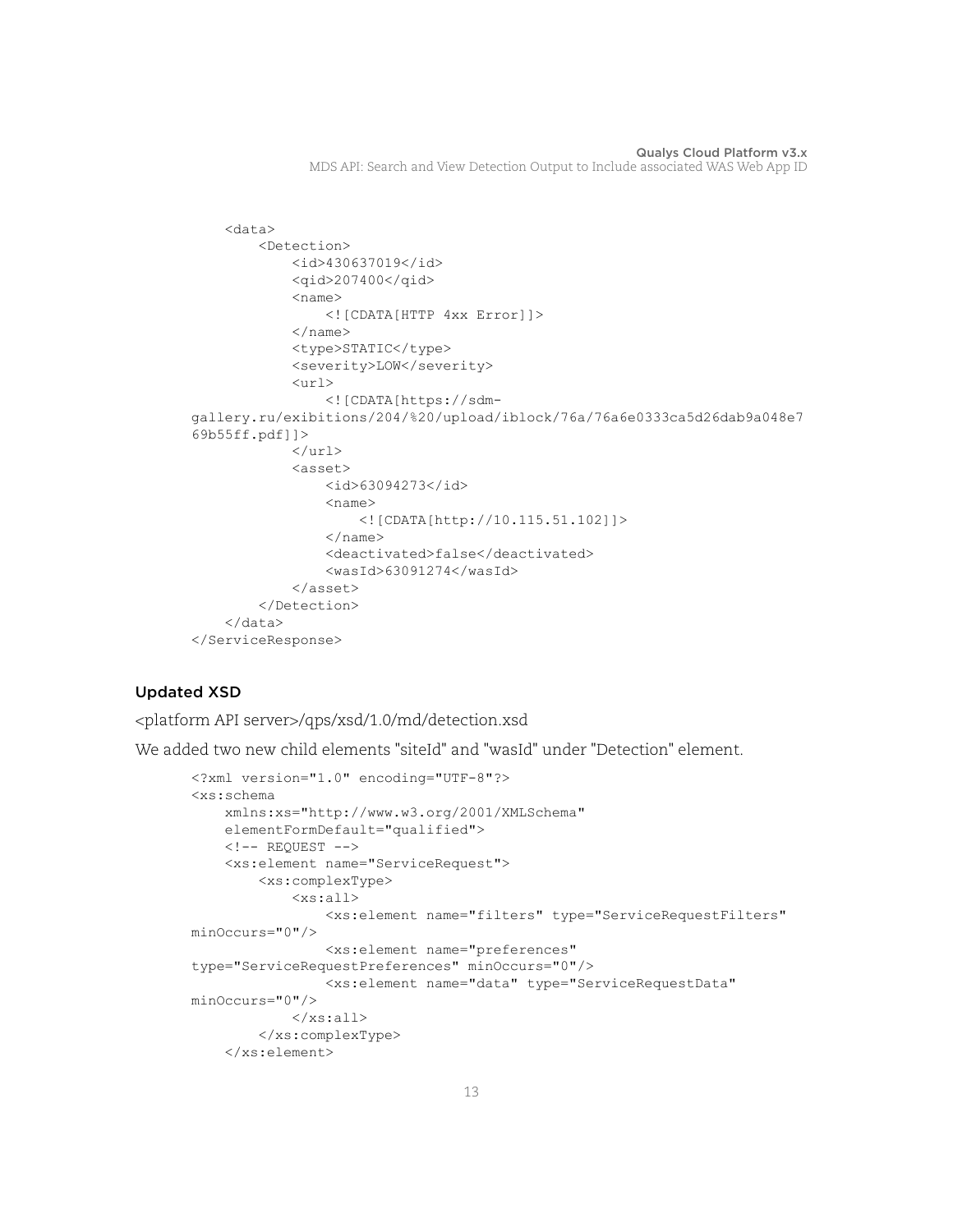```
    <data>
        <Detection>
            <id>430637019</id>
            <qid>207400</qid>
            <name>
                <![CDATA[HTTP 4xx Error]]>
            </name>
            <type>STATIC</type>
            <severity>LOW</severity>
            <url>
                <![CDATA[https://sdm-
gallery.ru/exibitions/204/%20/upload/iblock/76a/76a6e0333ca5d26dab9a048e7
69b55ff.pdf]]>
            </url>
            <asset>
                <id>63094273</id>
                <name>
                    <![CDATA[http://10.115.51.102]]>
                </name>
                <deactivated>false</deactivated>
                <wasId>63091274</wasId>
            </asset>
        </Detection>
    </data>
</ServiceResponse>
```

### Updated XSD

<platform API server>/qps/xsd/1.0/md/detection.xsd

We added two new child elements "siteId" and "wasId" under "Detection" element.

```
<?xml version="1.0" encoding="UTF-8"?>
<xs:schema
    xmlns:xs="http://www.w3.org/2001/XMLSchema"
    elementFormDefault="qualified">
    <!-- REQUEST -->
    <xs:element name="ServiceRequest">
        <xs:complexType>
            <xs:all>
                <xs:element name="filters" type="ServiceRequestFilters"
minOccurs="0"/>
                <xs:element name="preferences"
type="ServiceRequestPreferences" minOccurs="0"/>
                <xs:element name="data" type="ServiceRequestData"
minOccurs="0"/>
            </xs:all>
        </xs:complexType>
    </xs:element>
```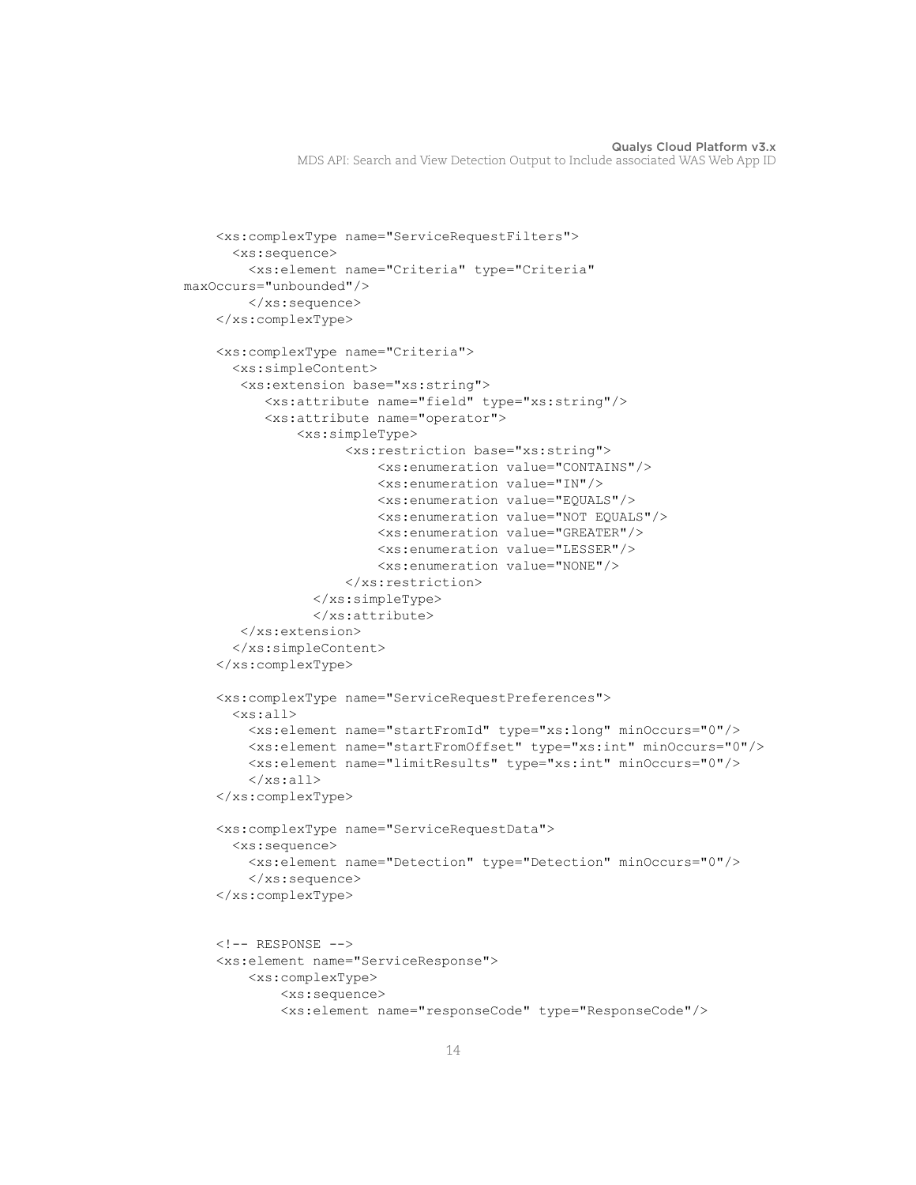```
    <xs:complexType name="ServiceRequestFilters">
      <xs:sequence>
        <xs:element name="Criteria" type="Criteria"
maxOccurs="unbounded"/>
        </xs:sequence>
    </xs:complexType>

    <xs:complexType name="Criteria">
      <xs:simpleContent>
       <xs:extension base="xs:string">
          <xs:attribute name="field" type="xs:string"/>
          <xs:attribute name="operator">
              <xs:simpleType>
                    <xs:restriction base="xs:string">
                        <xs:enumeration value="CONTAINS"/>
                        <xs:enumeration value="IN"/>
                        <xs:enumeration value="EQUALS"/>
                        <xs:enumeration value="NOT EQUALS"/>
                        <xs:enumeration value="GREATER"/>
                        <xs:enumeration value="LESSER"/>
                        <xs:enumeration value="NONE"/>
                    </xs:restriction>
                </xs:simpleType>
                </xs:attribute>
       </xs:extension>
      </xs:simpleContent>
    </xs:complexType>

    <xs:complexType name="ServiceRequestPreferences">
      <xs:all>
        <xs:element name="startFromId" type="xs:long" minOccurs="0"/>
        <xs:element name="startFromOffset" type="xs:int" minOccurs="0"/>
        <xs:element name="limitResults" type="xs:int" minOccurs="0"/>
        </xs:all>
    </xs:complexType>

    <xs:complexType name="ServiceRequestData">
      <xs:sequence>
        <xs:element name="Detection" type="Detection" minOccurs="0"/>
        </xs:sequence>
    </xs:complexType>


    <!-- RESPONSE -->
    <xs:element name="ServiceResponse">
        <xs:complexType>
            <xs:sequence>
            <xs:element name="responseCode" type="ResponseCode"/>
```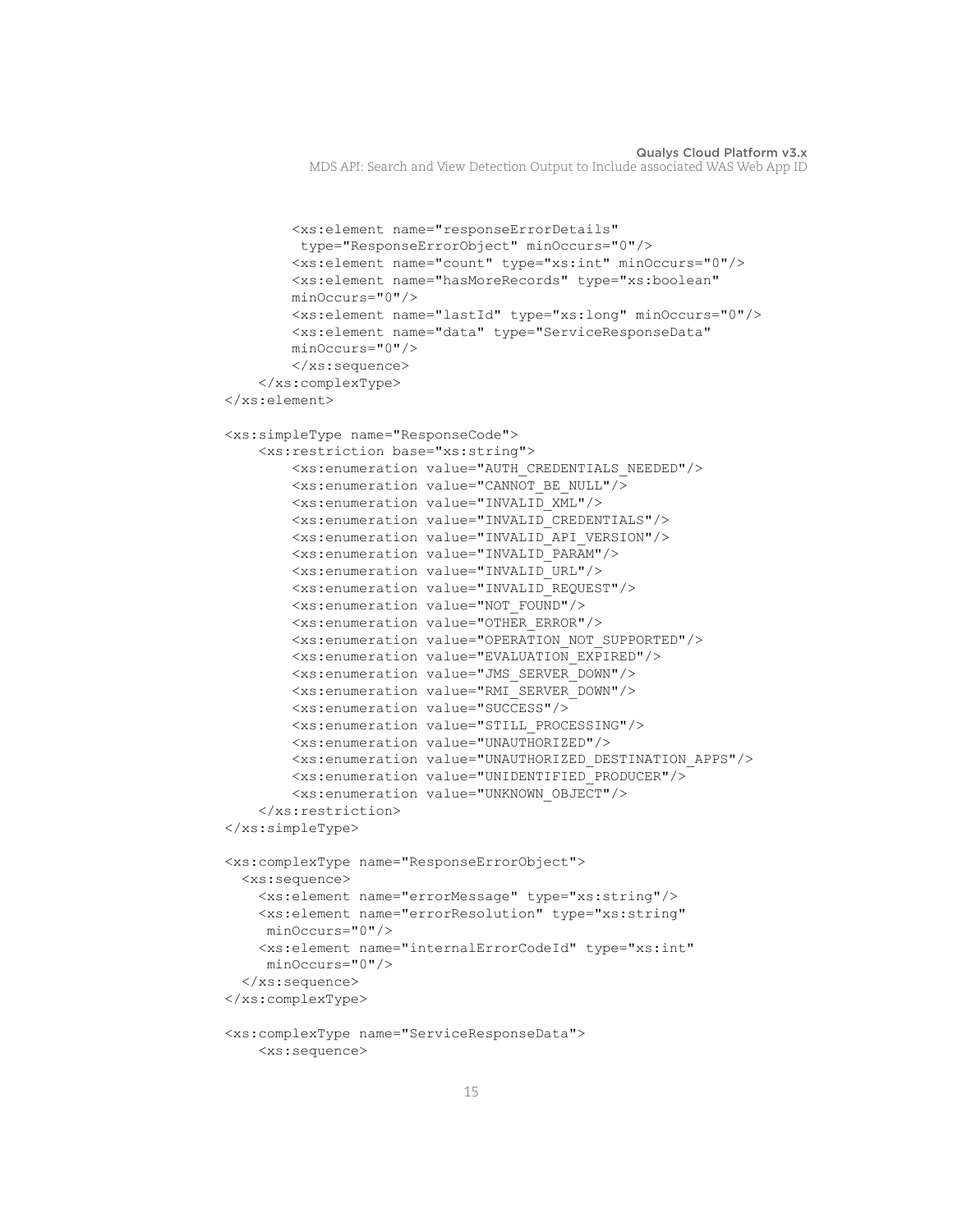```
        <xs:element name="responseErrorDetails"
         type="ResponseErrorObject" minOccurs="0"/>
        <xs:element name="count" type="xs:int" minOccurs="0"/>
        <xs:element name="hasMoreRecords" type="xs:boolean"
        minOccurs="0"/>
        <xs:element name="lastId" type="xs:long" minOccurs="0"/>
        <xs:element name="data" type="ServiceResponseData"
        minOccurs="0"/>
        </xs:sequence>
    </xs:complexType>
</xs:element>

<xs:simpleType name="ResponseCode">
    <xs:restriction base="xs:string">
        <xs:enumeration value="AUTH_CREDENTIALS_NEEDED"/>
        <xs:enumeration value="CANNOT_BE_NULL"/>
        <xs:enumeration value="INVALID_XML"/>
        <xs:enumeration value="INVALID_CREDENTIALS"/>
        <xs:enumeration value="INVALID_API_VERSION"/>
        <xs:enumeration value="INVALID_PARAM"/>
        <xs:enumeration value="INVALID_URL"/>
        <xs:enumeration value="INVALID_REQUEST"/>
        <xs:enumeration value="NOT_FOUND"/>
        <xs:enumeration value="OTHER_ERROR"/>
        <xs:enumeration value="OPERATION_NOT_SUPPORTED"/>
        <xs:enumeration value="EVALUATION_EXPIRED"/>
        <xs:enumeration value="JMS_SERVER_DOWN"/>
        <xs:enumeration value="RMI_SERVER_DOWN"/>
        <xs:enumeration value="SUCCESS"/>
        <xs:enumeration value="STILL_PROCESSING"/>
        <xs:enumeration value="UNAUTHORIZED"/>
        <xs:enumeration value="UNAUTHORIZED_DESTINATION_APPS"/>
        <xs:enumeration value="UNIDENTIFIED_PRODUCER"/>
        <xs:enumeration value="UNKNOWN_OBJECT"/>
    </xs:restriction>
</xs:simpleType>

<xs:complexType name="ResponseErrorObject">
  <xs:sequence>
    <xs:element name="errorMessage" type="xs:string"/>
    <xs:element name="errorResolution" type="xs:string"
     minOccurs="0"/>
    <xs:element name="internalErrorCodeId" type="xs:int"
     minOccurs="0"/>
  </xs:sequence>
</xs:complexType>

<xs:complexType name="ServiceResponseData">
    <xs:sequence>
```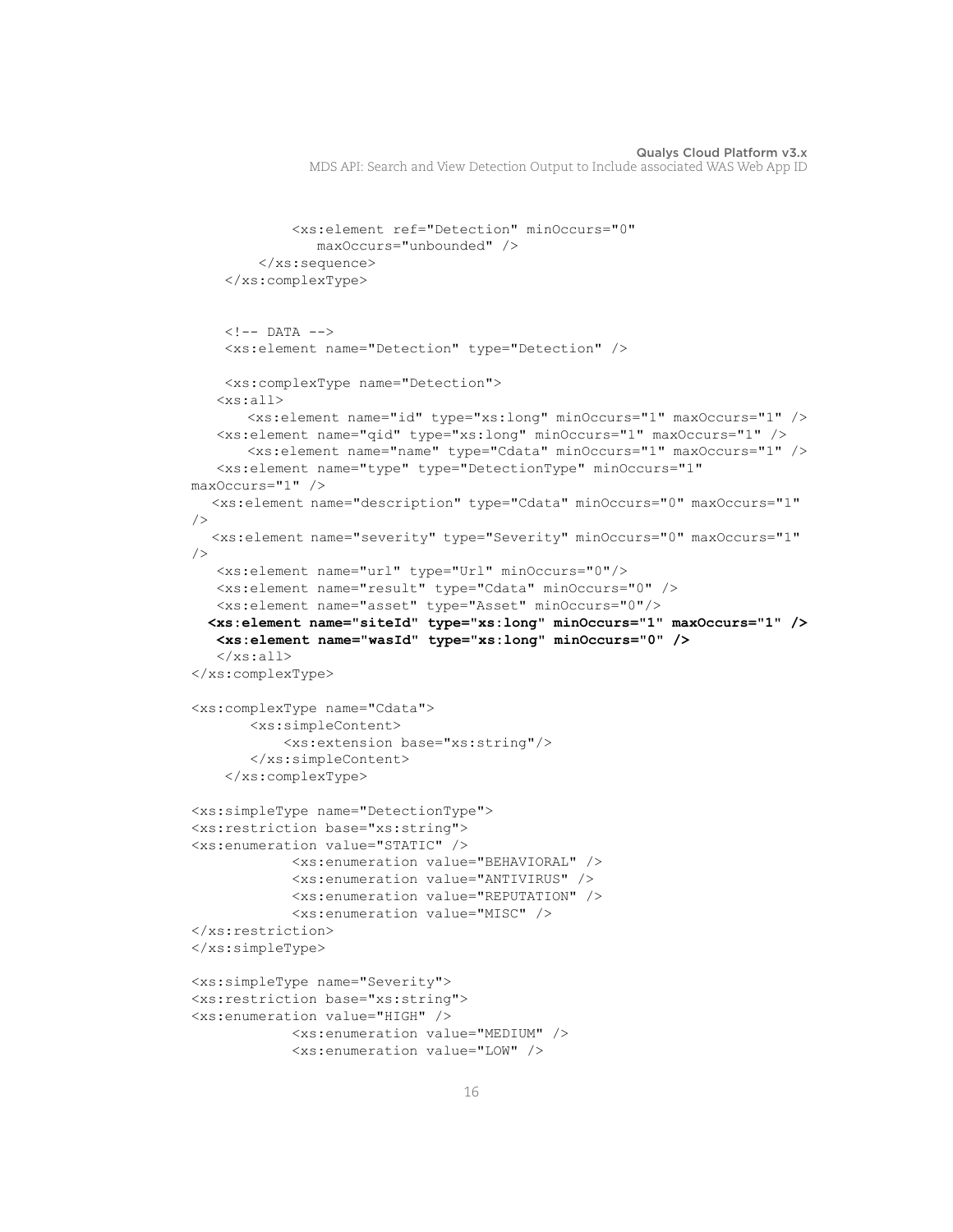```
            <xs:element ref="Detection" minOccurs="0"
               maxOccurs="unbounded" />
        </xs:sequence>
    </xs:complexType>


    <!-- DATA -->
    <xs:element name="Detection" type="Detection" />

    <xs:complexType name="Detection">
   <xs:all>
       <xs:element name="id" type="xs:long" minOccurs="1" maxOccurs="1" />
   <xs:element name="qid" type="xs:long" minOccurs="1" maxOccurs="1" />
       <xs:element name="name" type="Cdata" minOccurs="1" maxOccurs="1" />
   <xs:element name="type" type="DetectionType" minOccurs="1"
maxOccurs="1" />
  <xs:element name="description" type="Cdata" minOccurs="0" maxOccurs="1"
/>
  <xs:element name="severity" type="Severity" minOccurs="0" maxOccurs="1"
/>
   <xs:element name="url" type="Url" minOccurs="0"/>
   <xs:element name="result" type="Cdata" minOccurs="0" />
   <xs:element name="asset" type="Asset" minOccurs="0"/>
  <xs:element name="siteId" type="xs:long" minOccurs="1" maxOccurs="1" />
   <xs:element name="wasId" type="xs:long" minOccurs="0" />
   </xs:all>
</xs:complexType>

<xs:complexType name="Cdata">
       <xs:simpleContent>
           <xs:extension base="xs:string"/>
       </xs:simpleContent>
    </xs:complexType>

<xs:simpleType name="DetectionType">
<xs:restriction base="xs:string">
<xs:enumeration value="STATIC" />
            <xs:enumeration value="BEHAVIORAL" />
            <xs:enumeration value="ANTIVIRUS" />
            <xs:enumeration value="REPUTATION" />
            <xs:enumeration value="MISC" />
</xs:restriction>
</xs:simpleType>

<xs:simpleType name="Severity">
<xs:restriction base="xs:string">
<xs:enumeration value="HIGH" />
            <xs:enumeration value="MEDIUM" />
            <xs:enumeration value="LOW" />
```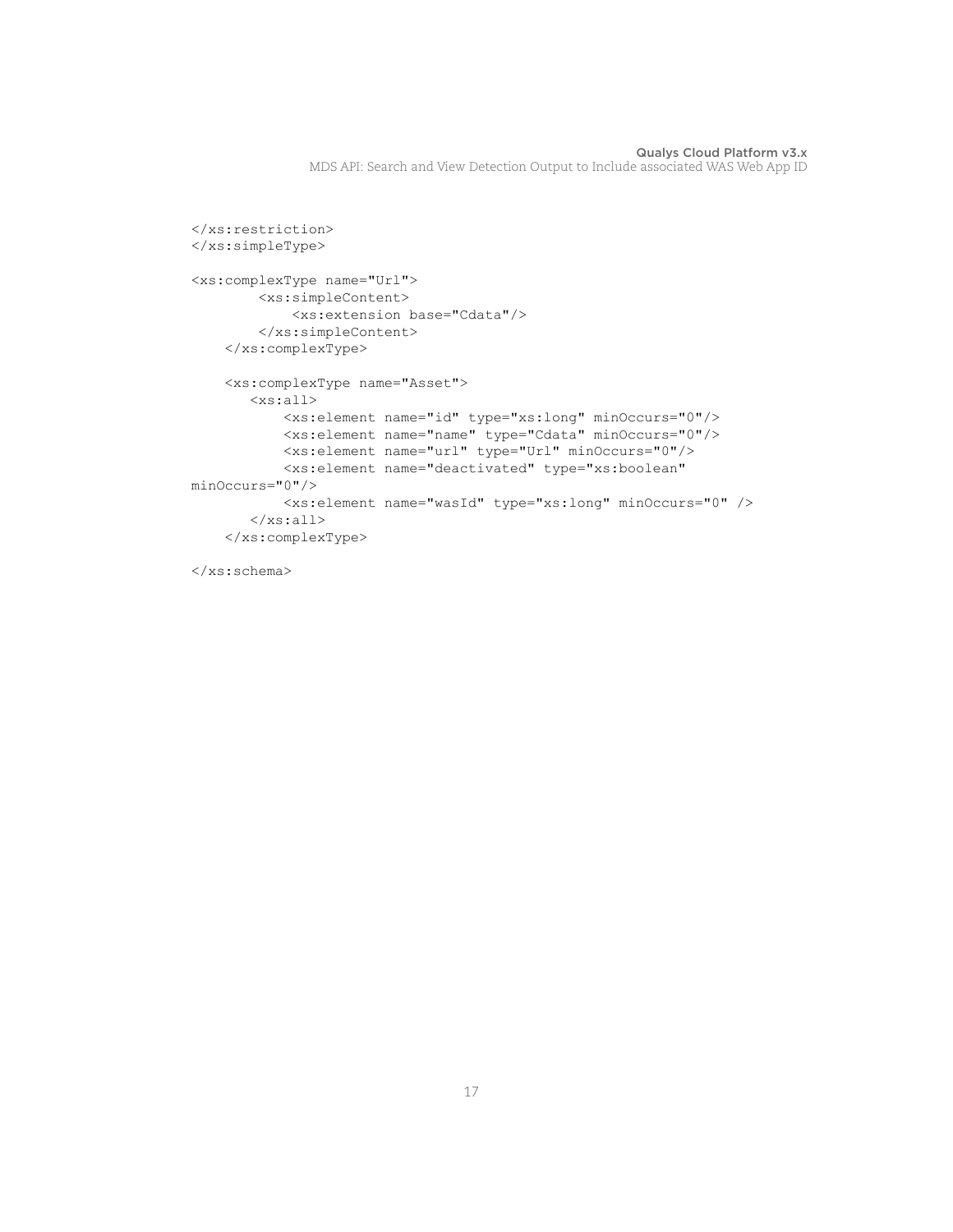```
</xs:restriction>
</xs:simpleType>

<xs:complexType name="Url">
        <xs:simpleContent>
            <xs:extension base="Cdata"/>
        </xs:simpleContent>
    </xs:complexType>

    <xs:complexType name="Asset">
       <xs:all>
           <xs:element name="id" type="xs:long" minOccurs="0"/>
           <xs:element name="name" type="Cdata" minOccurs="0"/>
           <xs:element name="url" type="Url" minOccurs="0"/>
           <xs:element name="deactivated" type="xs:boolean"
minOccurs="0"/>
           <xs:element name="wasId" type="xs:long" minOccurs="0" />
       </xs:all>
    </xs:complexType>

</xs:schema>
```